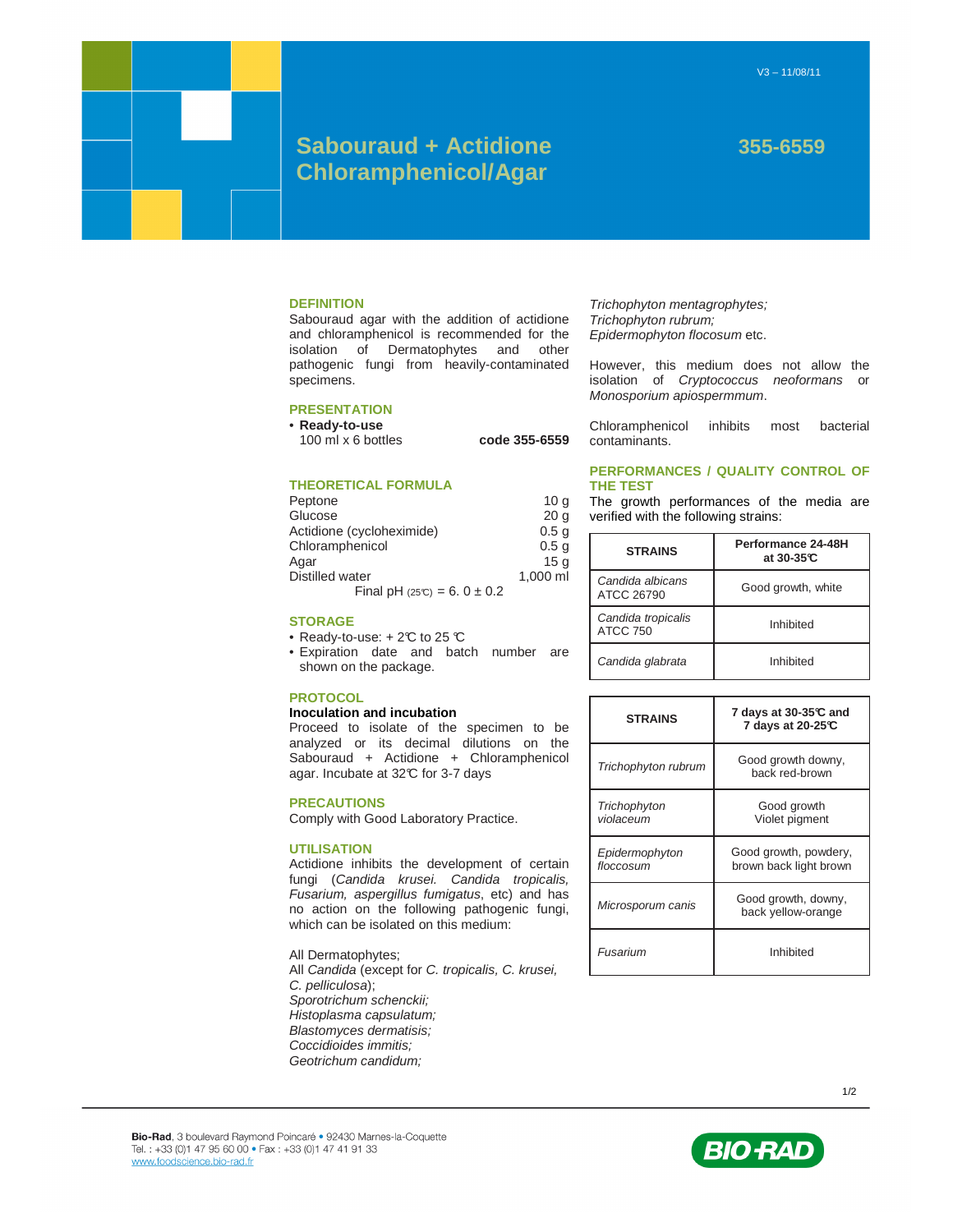V3 – 11/08/11

# Sabouraud + Actidione Chloramphenicol/Agar

**355-6559**

## DEFINITION

Sabouraud agar with the addition of actidione and chloramphenicol is recommended for the isolation of Dermatophytes and other pathogenic fungi from heavily-contaminated specimens.

## PRESENTATION

- **Ready-to-use**
  100 ml x 6 bottles **code 355-6559**

## THEORETICAL FORMULA

| | |
|---|---|
| Peptone | 10 g |
| Glucose | 20 g |
| Actidione (cycloheximide) | 0.5 g |
| Chloramphenicol | 0.5 g |
| Agar | 15 g |
| Distilled water | 1,000 ml |

Final pH (25°C) = 6. 0 ± 0.2

## STORAGE

- Ready-to-use: + 2°C to 25 °C
- Expiration date and batch number are shown on the package.

## PROTOCOL

**Inoculation and incubation**

Proceed to isolate of the specimen to be analyzed or its decimal dilutions on the Sabouraud + Actidione + Chloramphenicol agar. Incubate at 32°C for 3-7 days

## PRECAUTIONS

Comply with Good Laboratory Practice.

## UTILISATION

Actidione inhibits the development of certain fungi (*Candida krusei. Candida tropicalis, Fusarium, aspergillus fumigatus*, etc) and has no action on the following pathogenic fungi, which can be isolated on this medium:

All Dermatophytes;
All *Candida* (except for *C. tropicalis, C. krusei, C. pelliculosa*);
*Sporotrichum schenckii;*
*Histoplasma capsulatum;*
*Blastomyces dermatisis;*
*Coccidioides immitis;*
*Geotrichum candidum;*
*Trichophyton mentagrophytes;*
*Trichophyton rubrum;*
*Epidermophyton flocosum* etc.

However, this medium does not allow the isolation of *Cryptococcus neoformans* or *Monosporium apiospermmum*.

Chloramphenicol inhibits most bacterial contaminants.

## PERFORMANCES / QUALITY CONTROL OF THE TEST

The growth performances of the media are verified with the following strains:

| STRAINS | Performance 24-48H at 30-35°C |
|---|---|
| *Candida albicans* ATCC 26790 | Good growth, white |
| *Candida tropicalis* ATCC 750 | Inhibited |
| *Candida glabrata* | Inhibited |

| STRAINS | 7 days at 30-35°C and 7 days at 20-25°C |
|---|---|
| *Trichophyton rubrum* | Good growth downy, back red-brown |
| *Trichophyton violaceum* | Good growth Violet pigment |
| *Epidermophyton floccosum* | Good growth, powdery, brown back light brown |
| *Microsporum canis* | Good growth, downy, back yellow-orange |
| *Fusarium* | Inhibited |

**Bio-Rad**, 3 boulevard Raymond Poincaré • 92430 Marnes-la-Coquette
Tel. : +33 (0)1 47 95 60 00 • Fax : +33 (0)1 47 41 91 33
www.foodscience.bio-rad.fr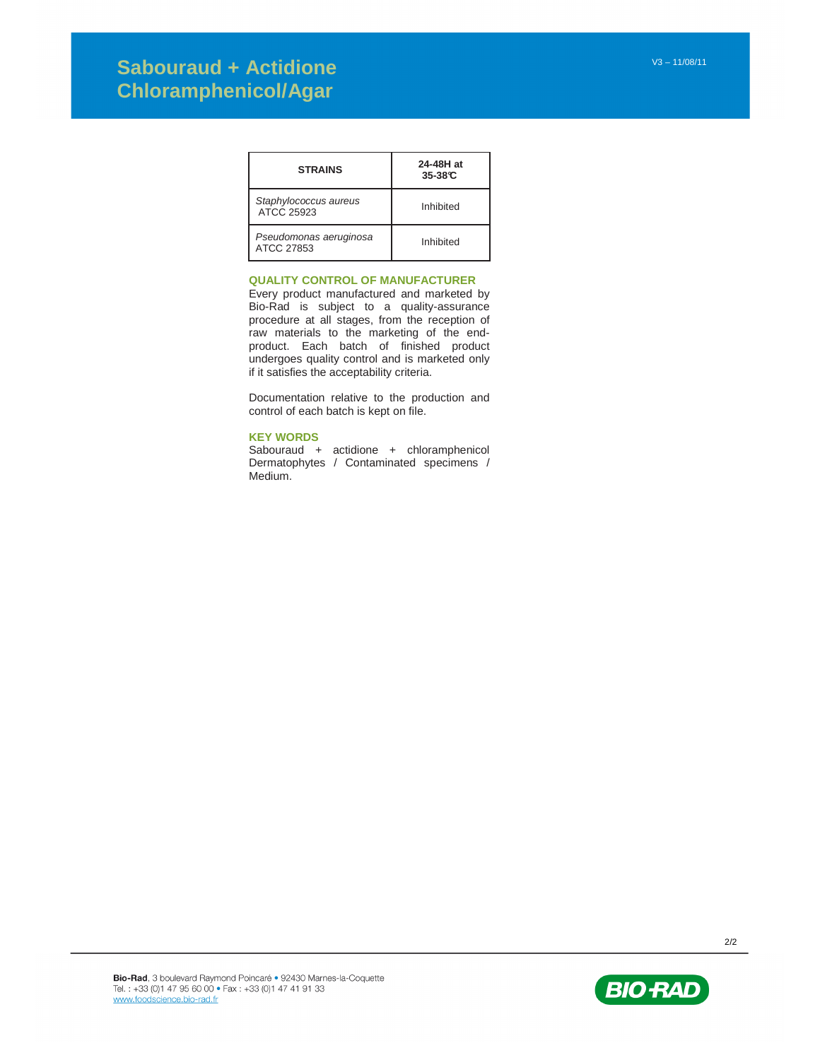| STRAINS | 24-48H at 35-38℃ |
|---|---|
| *Staphylococcus aureus* ATCC 25923 | Inhibited |
| *Pseudomonas aeruginosa* ATCC 27853 | Inhibited |

## QUALITY CONTROL OF MANUFACTURER

Every product manufactured and marketed by Bio-Rad is subject to a quality-assurance procedure at all stages, from the reception of raw materials to the marketing of the end-product. Each batch of finished product undergoes quality control and is marketed only if it satisfies the acceptability criteria.

Documentation relative to the production and control of each batch is kept on file.

## KEY WORDS

Sabouraud + actidione + chloramphenicol Dermatophytes / Contaminated specimens / Medium.

**Bio-Rad**, 3 boulevard Raymond Poincaré • 92430 Marnes-la-Coquette
Tel. : +33 (0)1 47 95 60 00 • Fax : +33 (0)1 47 41 91 33
www.foodscience.bio-rad.fr